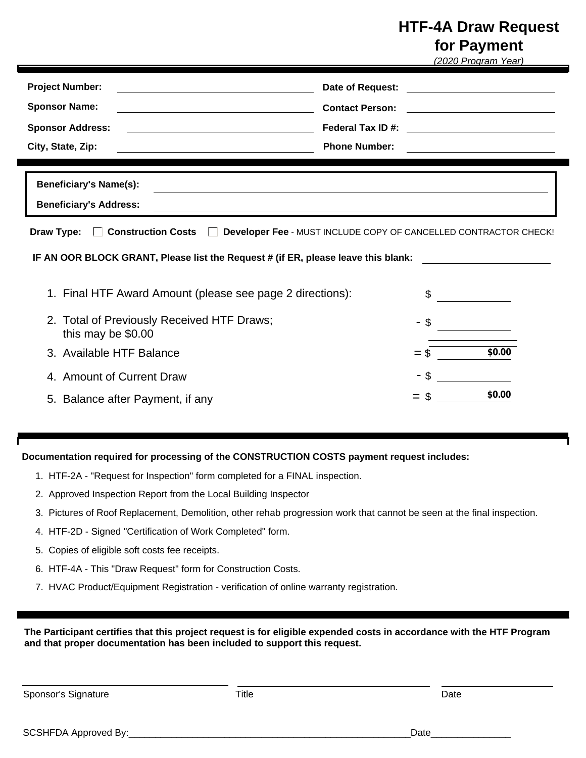# HTF-4A Draw Request for Payment

*(2020 Program Year)*

**Project Number:** ______________________ **Date of Request:** ______________________

**Sponsor Name:** ______________________ **Contact Person:** ______________________

**Sponsor Address:** ______________________ **Federal Tax ID #:** ______________________

**City, State, Zip:** ______________________ **Phone Number:** ______________________

**Beneficiary's Name(s):** ______________________

**Beneficiary's Address:** ______________________

**Draw Type:** ☐ **Construction Costs** ☐ **Developer Fee** - MUST INCLUDE COPY OF CANCELLED CONTRACTOR CHECK!

**IF AN OOR BLOCK GRANT, Please list the Request # (if ER, please leave this blank:** ______________________

| | | |
|---|---|---|
| 1. Final HTF Award Amount (please see page 2 directions): | | $ ________ |
| 2. Total of Previously Received HTF Draws; this may be $0.00 | - | $ ________ |
| 3. Available HTF Balance | = | $ **$0.00** |
| 4. Amount of Current Draw | - | $ ________ |
| 5. Balance after Payment, if any | = | $ **$0.00** |

**Documentation required for processing of the CONSTRUCTION COSTS payment request includes:**

1. HTF-2A - "Request for Inspection" form completed for a FINAL inspection.
2. Approved Inspection Report from the Local Building Inspector
3. Pictures of Roof Replacement, Demolition, other rehab progression work that cannot be seen at the final inspection.
4. HTF-2D - Signed "Certification of Work Completed" form.
5. Copies of eligible soft costs fee receipts.
6. HTF-4A - This "Draw Request" form for Construction Costs.
7. HVAC Product/Equipment Registration - verification of online warranty registration.

**The Participant certifies that this project request is for eligible expended costs in accordance with the HTF Program and that proper documentation has been included to support this request.**

______________________ ______________________ ______________________

Sponsor's Signature Title Date

SCSHFDA Approved By:_______________________________________________________Date_______________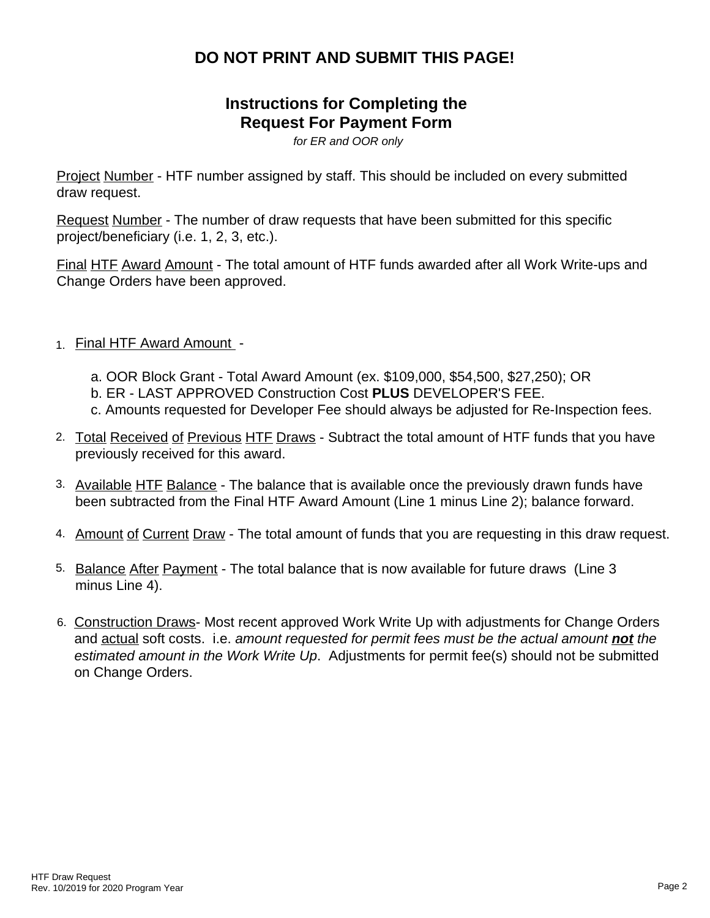**DO NOT PRINT AND SUBMIT THIS PAGE!**

## Instructions for Completing the Request For Payment Form

*for ER and OOR only*

Project Number - HTF number assigned by staff. This should be included on every submitted draw request.

Request Number - The number of draw requests that have been submitted for this specific project/beneficiary (i.e. 1, 2, 3, etc.).

Final HTF Award Amount - The total amount of HTF funds awarded after all Work Write-ups and Change Orders have been approved.

1. Final HTF Award Amount -
   a. OOR Block Grant - Total Award Amount (ex. $109,000, $54,500, $27,250); OR
   b. ER - LAST APPROVED Construction Cost **PLUS** DEVELOPER'S FEE.
   c. Amounts requested for Developer Fee should always be adjusted for Re-Inspection fees.
2. Total Received of Previous HTF Draws - Subtract the total amount of HTF funds that you have previously received for this award.
3. Available HTF Balance - The balance that is available once the previously drawn funds have been subtracted from the Final HTF Award Amount (Line 1 minus Line 2); balance forward.
4. Amount of Current Draw - The total amount of funds that you are requesting in this draw request.
5. Balance After Payment - The total balance that is now available for future draws (Line 3 minus Line 4).
6. Construction Draws- Most recent approved Work Write Up with adjustments for Change Orders and actual soft costs. i.e. *amount requested for permit fees must be the actual amount **not** the estimated amount in the Work Write Up*. Adjustments for permit fee(s) should not be submitted on Change Orders.

HTF Draw Request
Rev. 10/2019 for 2020 Program Year